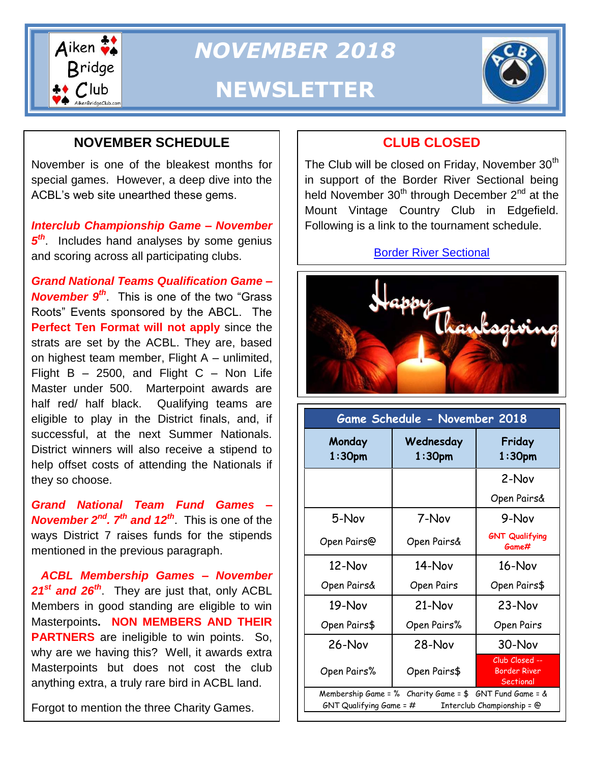# NOVEMBER 2018 NEWSLETTER

## NOVEMBER SCHEDULE

November is one of the bleakest months for special games. However, a deep dive into the ACBL's web site unearthed these gems.

***Interclub Championship Game – November 5th***. Includes hand analyses by some genius and scoring across all participating clubs.

***Grand National Teams Qualification Game – November 9th***. This is one of the two "Grass Roots" Events sponsored by the ABCL. The **Perfect Ten Format will not apply** since the strats are set by the ACBL. They are, based on highest team member, Flight A – unlimited, Flight B – 2500, and Flight C – Non Life Master under 500. Marterpoint awards are half red/ half black. Qualifying teams are eligible to play in the District finals, and, if successful, at the next Summer Nationals. District winners will also receive a stipend to help offset costs of attending the Nationals if they so choose.

***Grand National Team Fund Games – November 2nd, 7th and 12th***. This is one of the ways District 7 raises funds for the stipends mentioned in the previous paragraph.

***ACBL Membership Games – November 21st and 26th***. They are just that, only ACBL Members in good standing are eligible to win Masterpoints. **NON MEMBERS AND THEIR PARTNERS** are ineligible to win points. So, why are we having this? Well, it awards extra Masterpoints but does not cost the club anything extra, a truly rare bird in ACBL land.

Forgot to mention the three Charity Games.

## CLUB CLOSED

The Club will be closed on Friday, November 30th in support of the Border River Sectional being held November 30th through December 2nd at the Mount Vintage Country Club in Edgefield. Following is a link to the tournament schedule.

Border River Sectional

Happy Thanksgiving

**Game Schedule - November 2018**

| Monday 1:30pm | Wednesday 1:30pm | Friday 1:30pm |
|---|---|---|
| | | 2-Nov Open Pairs& |
| 5-Nov Open Pairs@ | 7-Nov Open Pairs& | 9-Nov GNT Qualifying Game# |
| 12-Nov Open Pairs& | 14-Nov Open Pairs | 16-Nov Open Pairs$ |
| 19-Nov Open Pairs$ | 21-Nov Open Pairs% | 23-Nov Open Pairs |
| 26-Nov Open Pairs% | 28-Nov Open Pairs$ | 30-Nov Club Closed -- Border River Sectional |

Membership Game = % Charity Game = $ GNT Fund Game = & GNT Qualifying Game = # Interclub Championship = @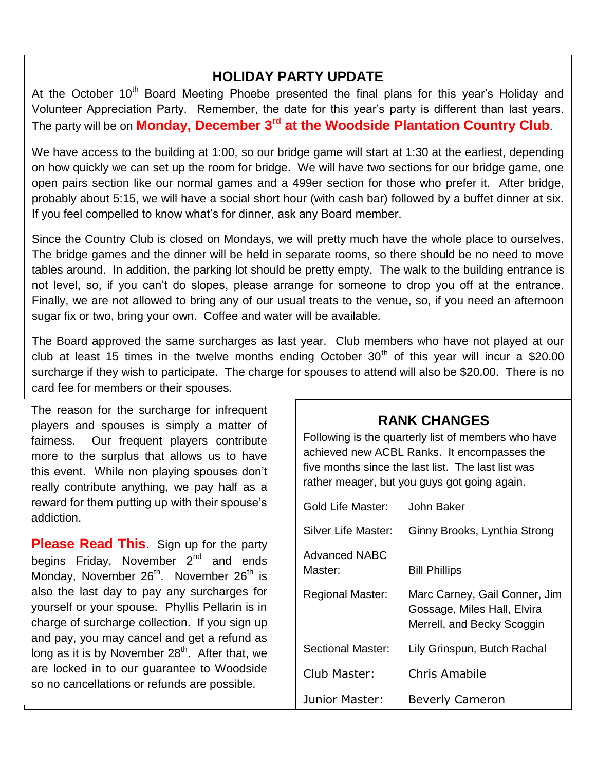## HOLIDAY PARTY UPDATE

At the October 10th Board Meeting Phoebe presented the final plans for this year's Holiday and Volunteer Appreciation Party. Remember, the date for this year's party is different than last years. The party will be on **Monday, December 3rd at the Woodside Plantation Country Club**.

We have access to the building at 1:00, so our bridge game will start at 1:30 at the earliest, depending on how quickly we can set up the room for bridge. We will have two sections for our bridge game, one open pairs section like our normal games and a 499er section for those who prefer it. After bridge, probably about 5:15, we will have a social short hour (with cash bar) followed by a buffet dinner at six. If you feel compelled to know what's for dinner, ask any Board member.

Since the Country Club is closed on Mondays, we will pretty much have the whole place to ourselves. The bridge games and the dinner will be held in separate rooms, so there should be no need to move tables around. In addition, the parking lot should be pretty empty. The walk to the building entrance is not level, so, if you can't do slopes, please arrange for someone to drop you off at the entrance. Finally, we are not allowed to bring any of our usual treats to the venue, so, if you need an afternoon sugar fix or two, bring your own. Coffee and water will be available.

The Board approved the same surcharges as last year. Club members who have not played at our club at least 15 times in the twelve months ending October 30th of this year will incur a $20.00 surcharge if they wish to participate. The charge for spouses to attend will also be $20.00. There is no card fee for members or their spouses.

The reason for the surcharge for infrequent players and spouses is simply a matter of fairness. Our frequent players contribute more to the surplus that allows us to have this event. While non playing spouses don't really contribute anything, we pay half as a reward for them putting up with their spouse's addiction.

**Please Read This**. Sign up for the party begins Friday, November 2nd and ends Monday, November 26th. November 26th is also the last day to pay any surcharges for yourself or your spouse. Phyllis Pellarin is in charge of surcharge collection. If you sign up and pay, you may cancel and get a refund as long as it is by November 28th. After that, we are locked in to our guarantee to Woodside so no cancellations or refunds are possible.

## RANK CHANGES

Following is the quarterly list of members who have achieved new ACBL Ranks. It encompasses the five months since the last list. The last list was rather meager, but you guys got going again.

| | |
|---|---|
| Gold Life Master: | John Baker |
| Silver Life Master: | Ginny Brooks, Lynthia Strong |
| Advanced NABC Master: | Bill Phillips |
| Regional Master: | Marc Carney, Gail Conner, Jim Gossage, Miles Hall, Elvira Merrell, and Becky Scoggin |
| Sectional Master: | Lily Grinspun, Butch Rachal |
| Club Master: | Chris Amabile |
| Junior Master: | Beverly Cameron |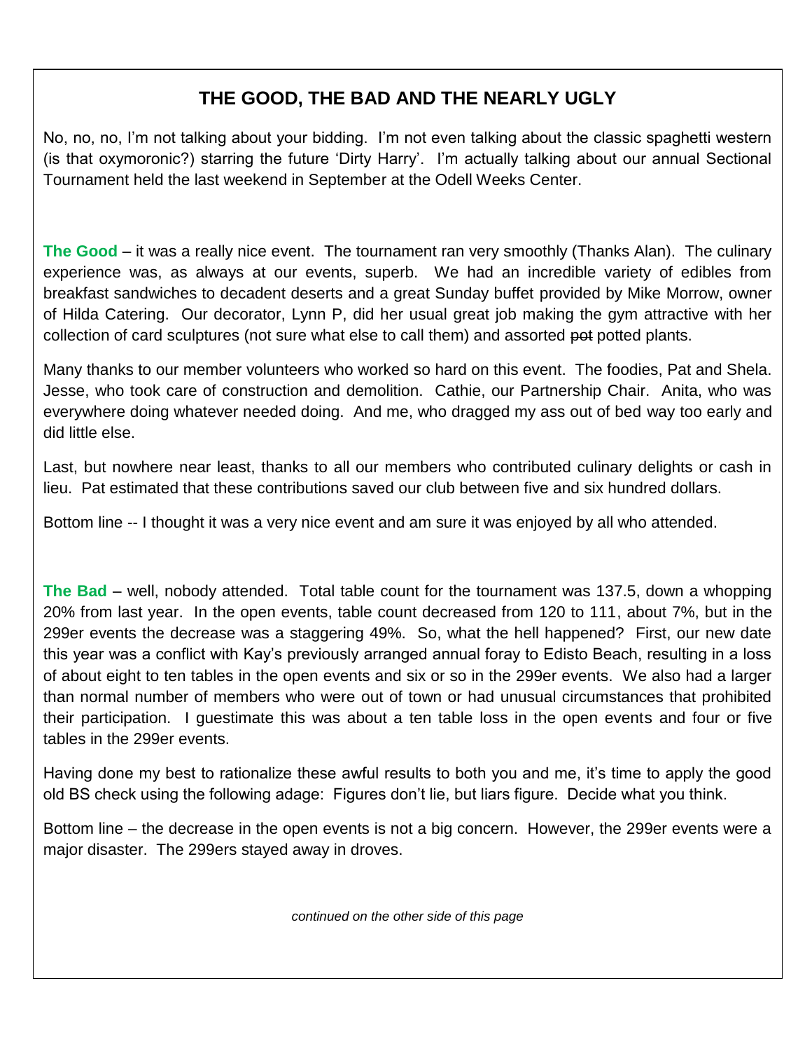## THE GOOD, THE BAD AND THE NEARLY UGLY

No, no, no, I'm not talking about your bidding. I'm not even talking about the classic spaghetti western (is that oxymoronic?) starring the future 'Dirty Harry'. I'm actually talking about our annual Sectional Tournament held the last weekend in September at the Odell Weeks Center.

**The Good** – it was a really nice event. The tournament ran very smoothly (Thanks Alan). The culinary experience was, as always at our events, superb. We had an incredible variety of edibles from breakfast sandwiches to decadent deserts and a great Sunday buffet provided by Mike Morrow, owner of Hilda Catering. Our decorator, Lynn P, did her usual great job making the gym attractive with her collection of card sculptures (not sure what else to call them) and assorted ~~pot~~ potted plants.

Many thanks to our member volunteers who worked so hard on this event. The foodies, Pat and Shela. Jesse, who took care of construction and demolition. Cathie, our Partnership Chair. Anita, who was everywhere doing whatever needed doing. And me, who dragged my ass out of bed way too early and did little else.

Last, but nowhere near least, thanks to all our members who contributed culinary delights or cash in lieu. Pat estimated that these contributions saved our club between five and six hundred dollars.

Bottom line -- I thought it was a very nice event and am sure it was enjoyed by all who attended.

**The Bad** – well, nobody attended. Total table count for the tournament was 137.5, down a whopping 20% from last year. In the open events, table count decreased from 120 to 111, about 7%, but in the 299er events the decrease was a staggering 49%. So, what the hell happened? First, our new date this year was a conflict with Kay's previously arranged annual foray to Edisto Beach, resulting in a loss of about eight to ten tables in the open events and six or so in the 299er events. We also had a larger than normal number of members who were out of town or had unusual circumstances that prohibited their participation. I guestimate this was about a ten table loss in the open events and four or five tables in the 299er events.

Having done my best to rationalize these awful results to both you and me, it's time to apply the good old BS check using the following adage: Figures don't lie, but liars figure. Decide what you think.

Bottom line – the decrease in the open events is not a big concern. However, the 299er events were a major disaster. The 299ers stayed away in droves.

*continued on the other side of this page*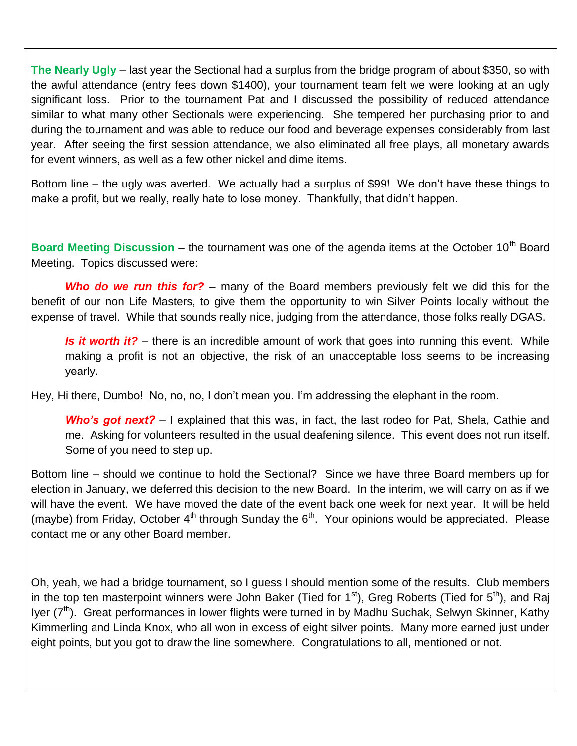**The Nearly Ugly** – last year the Sectional had a surplus from the bridge program of about $350, so with the awful attendance (entry fees down $1400), your tournament team felt we were looking at an ugly significant loss. Prior to the tournament Pat and I discussed the possibility of reduced attendance similar to what many other Sectionals were experiencing. She tempered her purchasing prior to and during the tournament and was able to reduce our food and beverage expenses considerably from last year. After seeing the first session attendance, we also eliminated all free plays, all monetary awards for event winners, as well as a few other nickel and dime items.

Bottom line – the ugly was averted. We actually had a surplus of $99! We don't have these things to make a profit, but we really, really hate to lose money. Thankfully, that didn't happen.

**Board Meeting Discussion** – the tournament was one of the agenda items at the October 10th Board Meeting. Topics discussed were:

***Who do we run this for?*** – many of the Board members previously felt we did this for the benefit of our non Life Masters, to give them the opportunity to win Silver Points locally without the expense of travel. While that sounds really nice, judging from the attendance, those folks really DGAS.

***Is it worth it?*** – there is an incredible amount of work that goes into running this event. While making a profit is not an objective, the risk of an unacceptable loss seems to be increasing yearly.

Hey, Hi there, Dumbo! No, no, no, I don't mean you. I'm addressing the elephant in the room.

***Who's got next?*** – I explained that this was, in fact, the last rodeo for Pat, Shela, Cathie and me. Asking for volunteers resulted in the usual deafening silence. This event does not run itself. Some of you need to step up.

Bottom line – should we continue to hold the Sectional? Since we have three Board members up for election in January, we deferred this decision to the new Board. In the interim, we will carry on as if we will have the event. We have moved the date of the event back one week for next year. It will be held (maybe) from Friday, October 4th through Sunday the 6th. Your opinions would be appreciated. Please contact me or any other Board member.

Oh, yeah, we had a bridge tournament, so I guess I should mention some of the results. Club members in the top ten masterpoint winners were John Baker (Tied for 1st), Greg Roberts (Tied for 5th), and Raj Iyer (7th). Great performances in lower flights were turned in by Madhu Suchak, Selwyn Skinner, Kathy Kimmerling and Linda Knox, who all won in excess of eight silver points. Many more earned just under eight points, but you got to draw the line somewhere. Congratulations to all, mentioned or not.